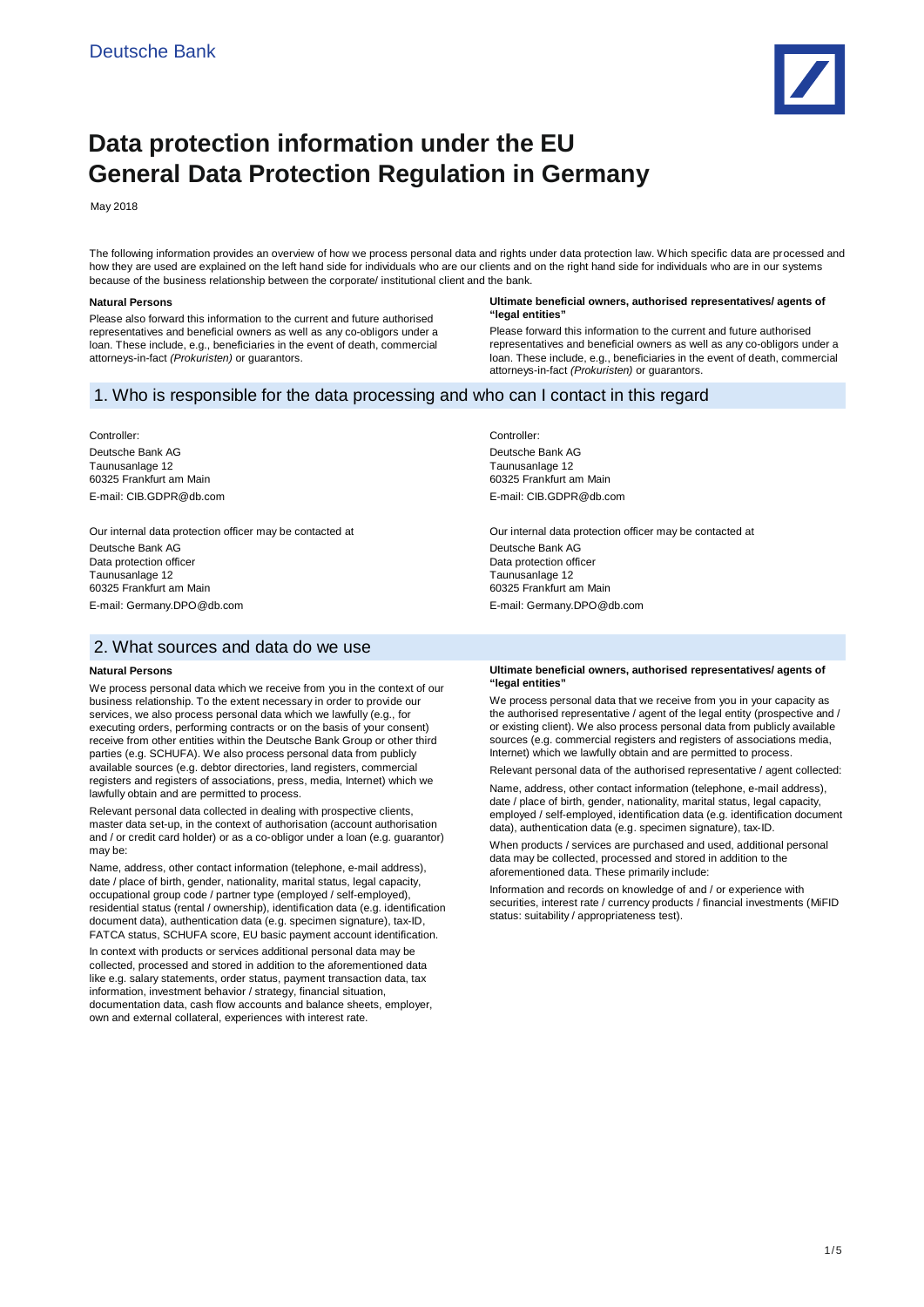Deutsche Bank

# Data protection information under the EU General Data Protection Regulation in Germany

May 2018

The following information provides an overview of how we process personal data and rights under data protection law. Which specific data are processed and how they are used are explained on the left hand side for individuals who are our clients and on the right hand side for individuals who are in our systems because of the business relationship between the corporate/ institutional client and the bank.

**Natural Persons**

Please also forward this information to the current and future authorised representatives and beneficial owners as well as any co-obligors under a loan. These include, e.g., beneficiaries in the event of death, commercial attorneys-in-fact *(Prokuristen)* or guarantors.

**Ultimate beneficial owners, authorised representatives/ agents of "legal entities"**

Please forward this information to the current and future authorised representatives and beneficial owners as well as any co-obligors under a loan. These include, e.g., beneficiaries in the event of death, commercial attorneys-in-fact *(Prokuristen)* or guarantors.

## 1. Who is responsible for the data processing and who can I contact in this regard

**Natural Persons**

Controller:

Deutsche Bank AG
Taunusanlage 12
60325 Frankfurt am Main

E-mail: CIB.GDPR@db.com

Our internal data protection officer may be contacted at

Deutsche Bank AG
Data protection officer
Taunusanlage 12
60325 Frankfurt am Main

E-mail: Germany.DPO@db.com

**Ultimate beneficial owners, authorised representatives/ agents of "legal entities"**

Controller:

Deutsche Bank AG
Taunusanlage 12
60325 Frankfurt am Main

E-mail: CIB.GDPR@db.com

Our internal data protection officer may be contacted at

Deutsche Bank AG
Data protection officer
Taunusanlage 12
60325 Frankfurt am Main

E-mail: Germany.DPO@db.com

## 2. What sources and data do we use

**Natural Persons**

We process personal data which we receive from you in the context of our business relationship. To the extent necessary in order to provide our services, we also process personal data which we lawfully (e.g., for executing orders, performing contracts or on the basis of your consent) receive from other entities within the Deutsche Bank Group or other third parties (e.g. SCHUFA). We also process personal data from publicly available sources (e.g. debtor directories, land registers, commercial registers and registers of associations, press, media, Internet) which we lawfully obtain and are permitted to process.

Relevant personal data collected in dealing with prospective clients, master data set-up, in the context of authorisation (account authorisation and / or credit card holder) or as a co-obligor under a loan (e.g. guarantor) may be:

Name, address, other contact information (telephone, e-mail address), date / place of birth, gender, nationality, marital status, legal capacity, occupational group code / partner type (employed / self-employed), residential status (rental / ownership), identification data (e.g. identification document data), authentication data (e.g. specimen signature), tax-ID, FATCA status, SCHUFA score, EU basic payment account identification.

In context with products or services additional personal data may be collected, processed and stored in addition to the aforementioned data like e.g. salary statements, order status, payment transaction data, tax information, investment behavior / strategy, financial situation, documentation data, cash flow accounts and balance sheets, employer, own and external collateral, experiences with interest rate.

**Ultimate beneficial owners, authorised representatives/ agents of "legal entities"**

We process personal data that we receive from you in your capacity as the authorised representative / agent of the legal entity (prospective and / or existing client). We also process personal data from publicly available sources (e.g. commercial registers and registers of associations media, Internet) which we lawfully obtain and are permitted to process.

Relevant personal data of the authorised representative / agent collected:

Name, address, other contact information (telephone, e-mail address), date / place of birth, gender, nationality, marital status, legal capacity, employed / self-employed, identification data (e.g. identification document data), authentication data (e.g. specimen signature), tax-ID.

When products / services are purchased and used, additional personal data may be collected, processed and stored in addition to the aforementioned data. These primarily include:

Information and records on knowledge of and / or experience with securities, interest rate / currency products / financial investments (MiFID status: suitability / appropriateness test).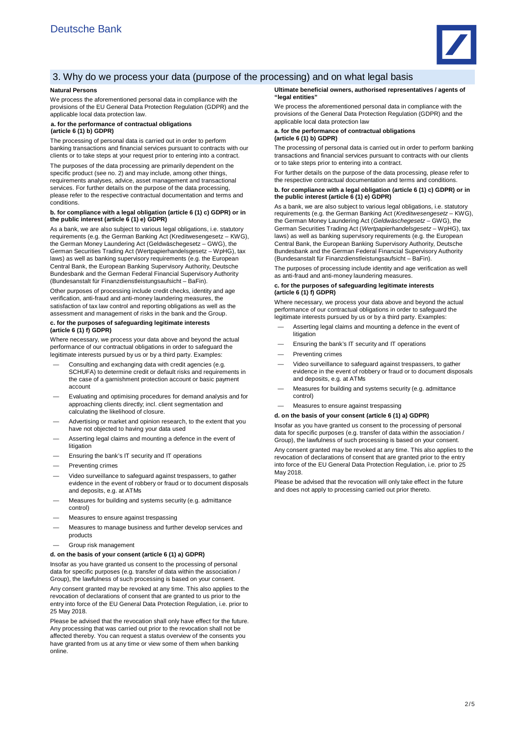## 3. Why do we process your data (purpose of the processing) and on what legal basis

**Natural Persons**

We process the aforementioned personal data in compliance with the provisions of the EU General Data Protection Regulation (GDPR) and the applicable local data protection law.

**a. for the performance of contractual obligations (article 6 (1) b) GDPR)**

The processing of personal data is carried out in order to perform banking transactions and financial services pursuant to contracts with our clients or to take steps at your request prior to entering into a contract.

The purposes of the data processing are primarily dependent on the specific product (see no. 2) and may include, among other things, requirements analyses, advice, asset management and transactional services. For further details on the purpose of the data processing, please refer to the respective contractual documentation and terms and conditions.

**b. for compliance with a legal obligation (article 6 (1) c) GDPR) or in the public interest (article 6 (1) e) GDPR)**

As a bank, we are also subject to various legal obligations, i.e. statutory requirements (e.g. the German Banking Act (Kreditwesengesetz – KWG), the German Money Laundering Act (Geldwäschegesetz – GWG), the German Securities Trading Act (Wertpapierhandelsgesetz – WpHG), tax laws) as well as banking supervisory requirements (e.g. the European Central Bank, the European Banking Supervisory Authority, Deutsche Bundesbank and the German Federal Financial Supervisory Authority (Bundesanstalt für Finanzdienstleistungsaufsicht – BaFin).

Other purposes of processing include credit checks, identity and age verification, anti-fraud and anti-money laundering measures, the satisfaction of tax law control and reporting obligations as well as the assessment and management of risks in the bank and the Group.

**c. for the purposes of safeguarding legitimate interests (article 6 (1) f) GDPR)**

Where necessary, we process your data above and beyond the actual performance of our contractual obligations in order to safeguard the legitimate interests pursued by us or by a third party. Examples:

- Consulting and exchanging data with credit agencies (e.g. SCHUFA) to determine credit or default risks and requirements in the case of a garnishment protection account or basic payment account
- Evaluating and optimising procedures for demand analysis and for approaching clients directly; incl. client segmentation and calculating the likelihood of closure.
- Advertising or market and opinion research, to the extent that you have not objected to having your data used
- Asserting legal claims and mounting a defence in the event of litigation
- Ensuring the bank's IT security and IT operations
- Preventing crimes
- Video surveillance to safeguard against trespassers, to gather evidence in the event of robbery or fraud or to document disposals and deposits, e.g. at ATMs
- Measures for building and systems security (e.g. admittance control)
- Measures to ensure against trespassing
- Measures to manage business and further develop services and products
- Group risk management

**d. on the basis of your consent (article 6 (1) a) GDPR)**

Insofar as you have granted us consent to the processing of personal data for specific purposes (e.g. transfer of data within the association / Group), the lawfulness of such processing is based on your consent.

Any consent granted may be revoked at any time. This also applies to the revocation of declarations of consent that are granted to us prior to the entry into force of the EU General Data Protection Regulation, i.e. prior to 25 May 2018.

Please be advised that the revocation shall only have effect for the future. Any processing that was carried out prior to the revocation shall not be affected thereby. You can request a status overview of the consents you have granted from us at any time or view some of them when banking online.

**Ultimate beneficial owners, authorised representatives / agents of "legal entities"**

We process the aforementioned personal data in compliance with the provisions of the General Data Protection Regulation (GDPR) and the applicable local data protection law

**a. for the performance of contractual obligations (article 6 (1) b) GDPR)**

The processing of personal data is carried out in order to perform banking transactions and financial services pursuant to contracts with our clients or to take steps prior to entering into a contract.

For further details on the purpose of the data processing, please refer to the respective contractual documentation and terms and conditions.

**b. for compliance with a legal obligation (article 6 (1) c) GDPR) or in the public interest (article 6 (1) e) GDPR)**

As a bank, we are also subject to various legal obligations, i.e. statutory requirements (e.g. the German Banking Act (*Kreditwesengesetz* – KWG), the German Money Laundering Act (*Geldwäschegesetz* – GWG), the German Securities Trading Act (*Wertpapierhandelsgesetz* – WpHG), tax laws) as well as banking supervisory requirements (e.g. the European Central Bank, the European Banking Supervisory Authority, Deutsche Bundesbank and the German Federal Financial Supervisory Authority (Bundesanstalt für Finanzdienstleistungsaufsicht – BaFin).

The purposes of processing include identity and age verification as well as anti-fraud and anti-money laundering measures.

**c. for the purposes of safeguarding legitimate interests (article 6 (1) f) GDPR)**

Where necessary, we process your data above and beyond the actual performance of our contractual obligations in order to safeguard the legitimate interests pursued by us or by a third party. Examples:

- Asserting legal claims and mounting a defence in the event of litigation
- Ensuring the bank's IT security and IT operations
- Preventing crimes
- Video surveillance to safeguard against trespassers, to gather evidence in the event of robbery or fraud or to document disposals and deposits, e.g. at ATMs
- Measures for building and systems security (e.g. admittance control)
- Measures to ensure against trespassing

**d. on the basis of your consent (article 6 (1) a) GDPR)**

Insofar as you have granted us consent to the processing of personal data for specific purposes (e.g. transfer of data within the association / Group), the lawfulness of such processing is based on your consent.

Any consent granted may be revoked at any time. This also applies to the revocation of declarations of consent that are granted prior to the entry into force of the EU General Data Protection Regulation, i.e. prior to 25 May 2018.

Please be advised that the revocation will only take effect in the future and does not apply to processing carried out prior thereto.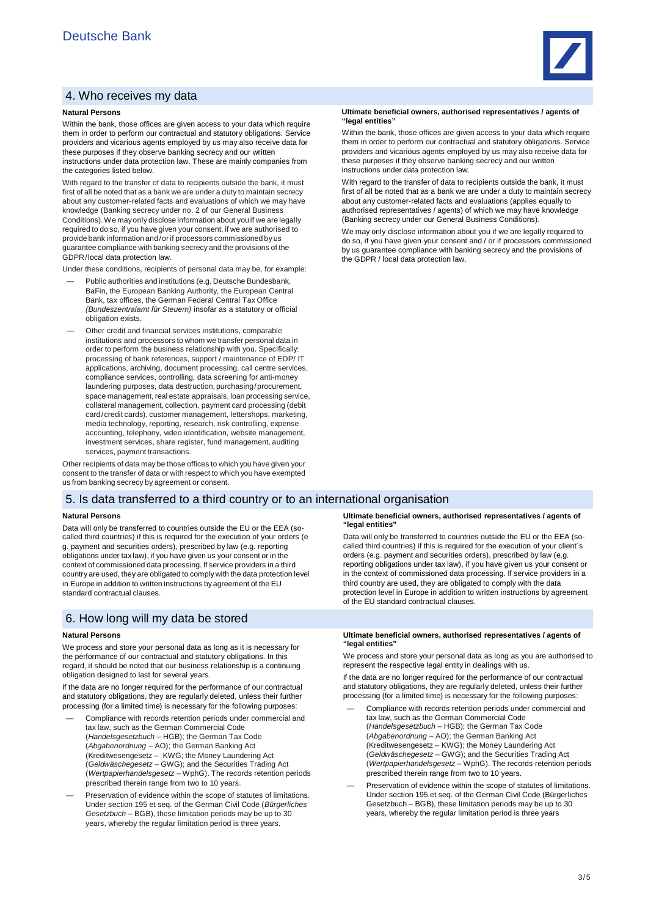## 4. Who receives my data

### Natural Persons

Within the bank, those offices are given access to your data which require them in order to perform our contractual and statutory obligations. Service providers and vicarious agents employed by us may also receive data for these purposes if they observe banking secrecy and our written instructions under data protection law. These are mainly companies from the categories listed below.

With regard to the transfer of data to recipients outside the bank, it must first of all be noted that as a bank we are under a duty to maintain secrecy about any customer-related facts and evaluations of which we may have knowledge (Banking secrecy under no. 2 of our General Business Conditions). We may only disclose information about you if we are legally required to do so, if you have given your consent, if we are authorised to provide bank information and/or if processors commissioned by us guarantee compliance with banking secrecy and the provisions of the GDPR/local data protection law.

Under these conditions, recipients of personal data may be, for example:

- Public authorities and institutions (e.g. Deutsche Bundesbank, BaFin, the European Banking Authority, the European Central Bank, tax offices, the German Federal Central Tax Office *(Bundeszentralamt für Steuern)* insofar as a statutory or official obligation exists.
- Other credit and financial services institutions, comparable institutions and processors to whom we transfer personal data in order to perform the business relationship with you. Specifically: processing of bank references, support / maintenance of EDP/ IT applications, archiving, document processing, call centre services, compliance services, controlling, data screening for anti-money laundering purposes, data destruction, purchasing/procurement, space management, real estate appraisals, loan processing service, collateral management, collection, payment card processing (debit card/credit cards), customer management, lettershops, marketing, media technology, reporting, research, risk controlling, expense accounting, telephony, video identification, website management, investment services, share register, fund management, auditing services, payment transactions.

Other recipients of data may be those offices to which you have given your consent to the transfer of data or with respect to which you have exempted us from banking secrecy by agreement or consent.

### Ultimate beneficial owners, authorised representatives / agents of "legal entities"

Within the bank, those offices are given access to your data which require them in order to perform our contractual and statutory obligations. Service providers and vicarious agents employed by us may also receive data for these purposes if they observe banking secrecy and our written instructions under data protection law.

With regard to the transfer of data to recipients outside the bank, it must first of all be noted that as a bank we are under a duty to maintain secrecy about any customer-related facts and evaluations (applies equally to authorised representatives / agents) of which we may have knowledge (Banking secrecy under our General Business Conditions).

We may only disclose information about you if we are legally required to do so, if you have given your consent and / or if processors commissioned by us guarantee compliance with banking secrecy and the provisions of the GDPR / local data protection law.

## 5. Is data transferred to a third country or to an international organisation

### Natural Persons

Data will only be transferred to countries outside the EU or the EEA (so-called third countries) if this is required for the execution of your orders (e g. payment and securities orders), prescribed by law (e.g. reporting obligations under tax law), if you have given us your consent or in the context of commissioned data processing. If service providers in a third country are used, they are obligated to comply with the data protection level in Europe in addition to written instructions by agreement of the EU standard contractual clauses.

### Ultimate beneficial owners, authorised representatives / agents of "legal entities"

Data will only be transferred to countries outside the EU or the EEA (so-called third countries) if this is required for the execution of your client´s orders (e.g. payment and securities orders), prescribed by law (e.g. reporting obligations under tax law), if you have given us your consent or in the context of commissioned data processing. If service providers in a third country are used, they are obligated to comply with the data protection level in Europe in addition to written instructions by agreement of the EU standard contractual clauses.

## 6. How long will my data be stored

### Natural Persons

We process and store your personal data as long as it is necessary for the performance of our contractual and statutory obligations. In this regard, it should be noted that our business relationship is a continuing obligation designed to last for several years.

If the data are no longer required for the performance of our contractual and statutory obligations, they are regularly deleted, unless their further processing (for a limited time) is necessary for the following purposes:

- Compliance with records retention periods under commercial and tax law, such as the German Commercial Code (*Handelsgesetzbuch* – HGB); the German Tax Code (*Abgabenordnung* – AO); the German Banking Act (Kreditwesengesetz – KWG; the Money Laundering Act (*Geldwäschegesetz* – GWG); and the Securities Trading Act (*Wertpapierhandelsgesetz* – WphG). The records retention periods prescribed therein range from two to 10 years.
- Preservation of evidence within the scope of statutes of limitations. Under section 195 et seq. of the German Civil Code (*Bürgerliches Gesetzbuch* – BGB), these limitation periods may be up to 30 years, whereby the regular limitation period is three years.

### Ultimate beneficial owners, authorised representatives / agents of "legal entities"

We process and store your personal data as long as you are authorised to represent the respective legal entity in dealings with us.

If the data are no longer required for the performance of our contractual and statutory obligations, they are regularly deleted, unless their further processing (for a limited time) is necessary for the following purposes:

- Compliance with records retention periods under commercial and tax law, such as the German Commercial Code (*Handelsgesetzbuch* – HGB); the German Tax Code (*Abgabenordnung* – AO); the German Banking Act (Kreditwesengesetz – KWG); the Money Laundering Act (*Geldwäschegesetz* – GWG); and the Securities Trading Act (*Wertpapierhandelsgesetz* – WphG). The records retention periods prescribed therein range from two to 10 years.
- Preservation of evidence within the scope of statutes of limitations. Under section 195 et seq. of the German Civil Code (Bürgerliches Gesetzbuch – BGB), these limitation periods may be up to 30 years, whereby the regular limitation period is three years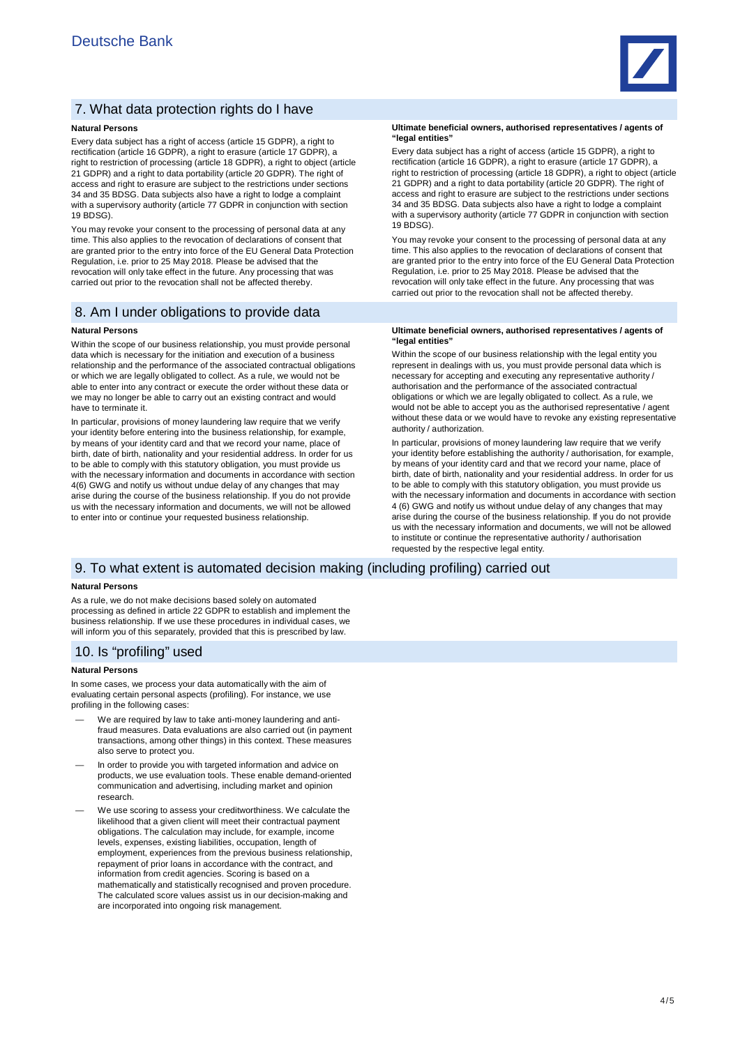## 7. What data protection rights do I have

**Natural Persons**

Every data subject has a right of access (article 15 GDPR), a right to rectification (article 16 GDPR), a right to erasure (article 17 GDPR), a right to restriction of processing (article 18 GDPR), a right to object (article 21 GDPR) and a right to data portability (article 20 GDPR). The right of access and right to erasure are subject to the restrictions under sections 34 and 35 BDSG. Data subjects also have a right to lodge a complaint with a supervisory authority (article 77 GDPR in conjunction with section 19 BDSG).

You may revoke your consent to the processing of personal data at any time. This also applies to the revocation of declarations of consent that are granted prior to the entry into force of the EU General Data Protection Regulation, i.e. prior to 25 May 2018. Please be advised that the revocation will only take effect in the future. Any processing that was carried out prior to the revocation shall not be affected thereby.

**Ultimate beneficial owners, authorised representatives / agents of "legal entities"**

Every data subject has a right of access (article 15 GDPR), a right to rectification (article 16 GDPR), a right to erasure (article 17 GDPR), a right to restriction of processing (article 18 GDPR), a right to object (article 21 GDPR) and a right to data portability (article 20 GDPR). The right of access and right to erasure are subject to the restrictions under sections 34 and 35 BDSG. Data subjects also have a right to lodge a complaint with a supervisory authority (article 77 GDPR in conjunction with section 19 BDSG).

You may revoke your consent to the processing of personal data at any time. This also applies to the revocation of declarations of consent that are granted prior to the entry into force of the EU General Data Protection Regulation, i.e. prior to 25 May 2018. Please be advised that the revocation will only take effect in the future. Any processing that was carried out prior to the revocation shall not be affected thereby.

## 8. Am I under obligations to provide data

**Natural Persons**

Within the scope of our business relationship, you must provide personal data which is necessary for the initiation and execution of a business relationship and the performance of the associated contractual obligations or which we are legally obligated to collect. As a rule, we would not be able to enter into any contract or execute the order without these data or we may no longer be able to carry out an existing contract and would have to terminate it.

In particular, provisions of money laundering law require that we verify your identity before entering into the business relationship, for example, by means of your identity card and that we record your name, place of birth, date of birth, nationality and your residential address. In order for us to be able to comply with this statutory obligation, you must provide us with the necessary information and documents in accordance with section 4(6) GWG and notify us without undue delay of any changes that may arise during the course of the business relationship. If you do not provide us with the necessary information and documents, we will not be allowed to enter into or continue your requested business relationship.

**Ultimate beneficial owners, authorised representatives / agents of "legal entities"**

Within the scope of our business relationship with the legal entity you represent in dealings with us, you must provide personal data which is necessary for accepting and executing any representative authority / authorisation and the performance of the associated contractual obligations or which we are legally obligated to collect. As a rule, we would not be able to accept you as the authorised representative / agent without these data or we would have to revoke any existing representative authority / authorization.

In particular, provisions of money laundering law require that we verify your identity before establishing the authority / authorisation, for example, by means of your identity card and that we record your name, place of birth, date of birth, nationality and your residential address. In order for us to be able to comply with this statutory obligation, you must provide us with the necessary information and documents in accordance with section 4 (6) GWG and notify us without undue delay of any changes that may arise during the course of the business relationship. If you do not provide us with the necessary information and documents, we will not be allowed to institute or continue the representative authority / authorisation requested by the respective legal entity.

## 9. To what extent is automated decision making (including profiling) carried out

**Natural Persons**

As a rule, we do not make decisions based solely on automated processing as defined in article 22 GDPR to establish and implement the business relationship. If we use these procedures in individual cases, we will inform you of this separately, provided that this is prescribed by law.

## 10. Is "profiling" used

**Natural Persons**

In some cases, we process your data automatically with the aim of evaluating certain personal aspects (profiling). For instance, we use profiling in the following cases:

- We are required by law to take anti-money laundering and anti-fraud measures. Data evaluations are also carried out (in payment transactions, among other things) in this context. These measures also serve to protect you.
- In order to provide you with targeted information and advice on products, we use evaluation tools. These enable demand-oriented communication and advertising, including market and opinion research.
- We use scoring to assess your creditworthiness. We calculate the likelihood that a given client will meet their contractual payment obligations. The calculation may include, for example, income levels, expenses, existing liabilities, occupation, length of employment, experiences from the previous business relationship, repayment of prior loans in accordance with the contract, and information from credit agencies. Scoring is based on a mathematically and statistically recognised and proven procedure. The calculated score values assist us in our decision-making and are incorporated into ongoing risk management.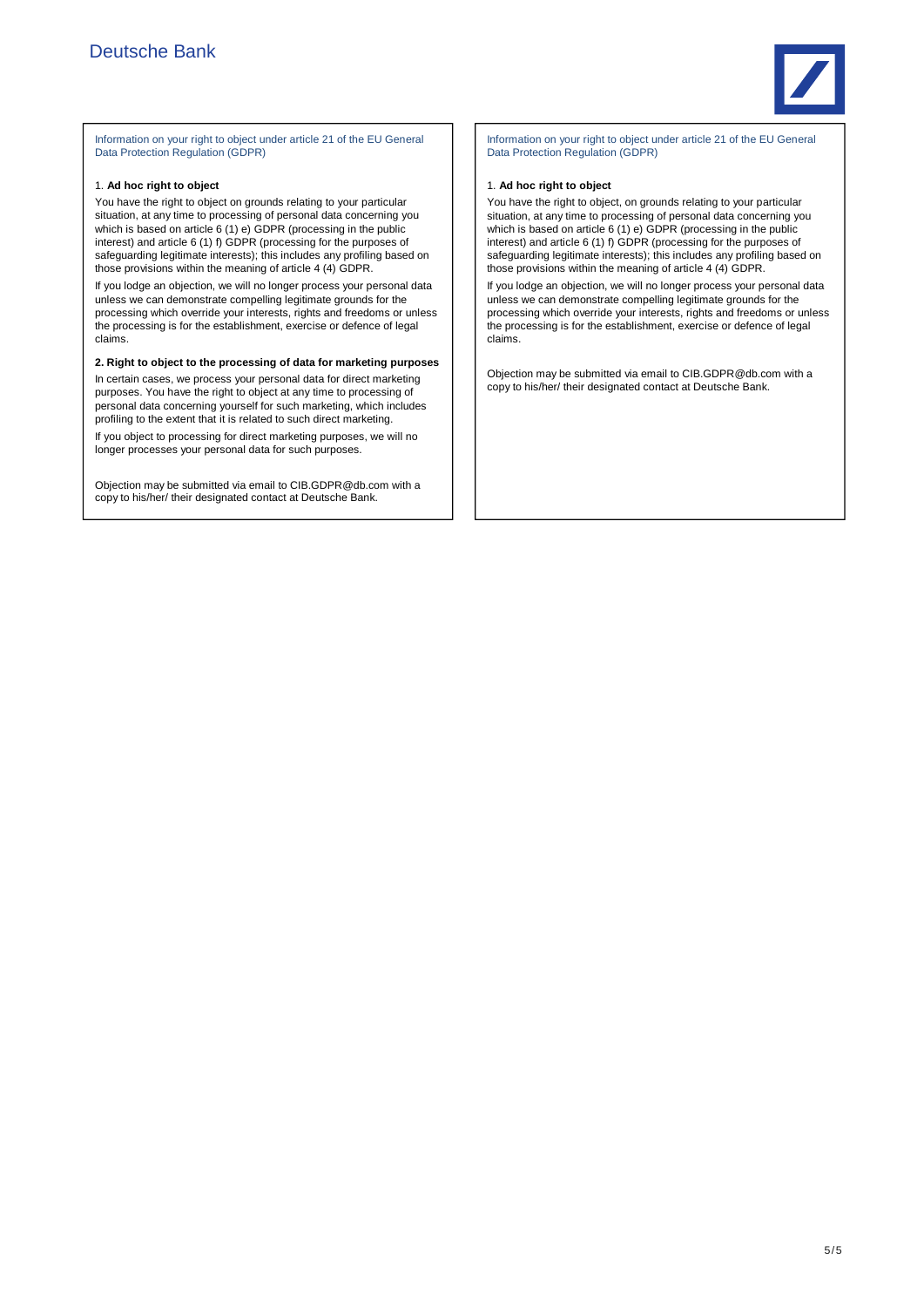Deutsche Bank

Information on your right to object under article 21 of the EU General Data Protection Regulation (GDPR)

1. **Ad hoc right to object**

You have the right to object on grounds relating to your particular situation, at any time to processing of personal data concerning you which is based on article 6 (1) e) GDPR (processing in the public interest) and article 6 (1) f) GDPR (processing for the purposes of safeguarding legitimate interests); this includes any profiling based on those provisions within the meaning of article 4 (4) GDPR.

If you lodge an objection, we will no longer process your personal data unless we can demonstrate compelling legitimate grounds for the processing which override your interests, rights and freedoms or unless the processing is for the establishment, exercise or defence of legal claims.

**2. Right to object to the processing of data for marketing purposes**

In certain cases, we process your personal data for direct marketing purposes. You have the right to object at any time to processing of personal data concerning yourself for such marketing, which includes profiling to the extent that it is related to such direct marketing.

If you object to processing for direct marketing purposes, we will no longer processes your personal data for such purposes.

Objection may be submitted via email to CIB.GDPR@db.com with a copy to his/her/ their designated contact at Deutsche Bank.

Information on your right to object under article 21 of the EU General Data Protection Regulation (GDPR)

1. **Ad hoc right to object**

You have the right to object, on grounds relating to your particular situation, at any time to processing of personal data concerning you which is based on article 6 (1) e) GDPR (processing in the public interest) and article 6 (1) f) GDPR (processing for the purposes of safeguarding legitimate interests); this includes any profiling based on those provisions within the meaning of article 4 (4) GDPR.

If you lodge an objection, we will no longer process your personal data unless we can demonstrate compelling legitimate grounds for the processing which override your interests, rights and freedoms or unless the processing is for the establishment, exercise or defence of legal claims.

Objection may be submitted via email to CIB.GDPR@db.com with a copy to his/her/ their designated contact at Deutsche Bank.